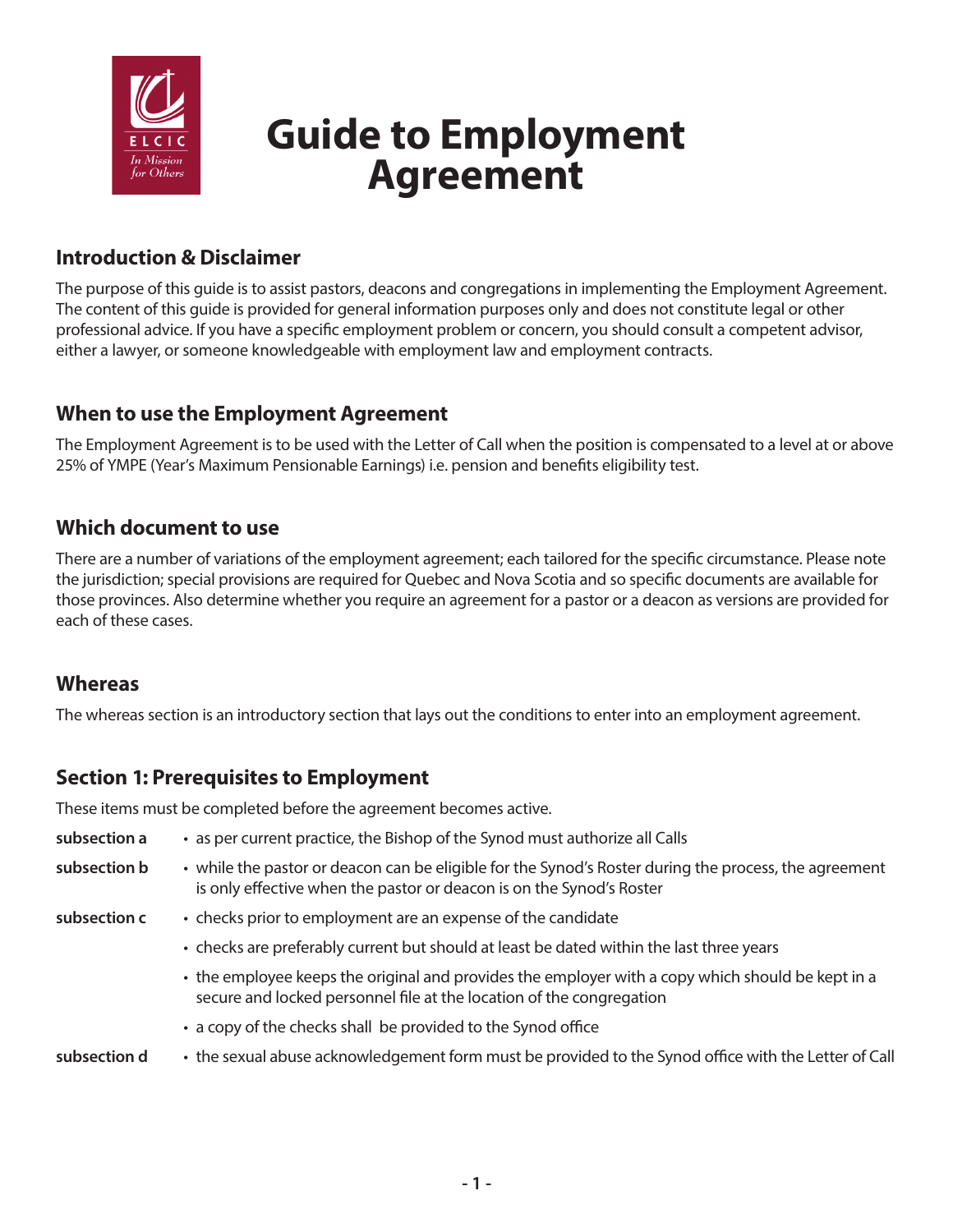# Guide to Employment Agreement

## Introduction & Disclaimer

The purpose of this guide is to assist pastors, deacons and congregations in implementing the Employment Agreement. The content of this guide is provided for general information purposes only and does not constitute legal or other professional advice. If you have a specific employment problem or concern, you should consult a competent advisor, either a lawyer, or someone knowledgeable with employment law and employment contracts.

## When to use the Employment Agreement

The Employment Agreement is to be used with the Letter of Call when the position is compensated to a level at or above 25% of YMPE (Year's Maximum Pensionable Earnings) i.e. pension and benefits eligibility test.

## Which document to use

There are a number of variations of the employment agreement; each tailored for the specific circumstance. Please note the jurisdiction; special provisions are required for Quebec and Nova Scotia and so specific documents are available for those provinces. Also determine whether you require an agreement for a pastor or a deacon as versions are provided for each of these cases.

## Whereas

The whereas section is an introductory section that lays out the conditions to enter into an employment agreement.

## Section 1: Prerequisites to Employment

These items must be completed before the agreement becomes active.

**subsection a**

- as per current practice, the Bishop of the Synod must authorize all Calls

**subsection b**

- while the pastor or deacon can be eligible for the Synod's Roster during the process, the agreement is only effective when the pastor or deacon is on the Synod's Roster

**subsection c**

- checks prior to employment are an expense of the candidate
- checks are preferably current but should at least be dated within the last three years
- the employee keeps the original and provides the employer with a copy which should be kept in a secure and locked personnel file at the location of the congregation
- a copy of the checks shall be provided to the Synod office

**subsection d**

- the sexual abuse acknowledgement form must be provided to the Synod office with the Letter of Call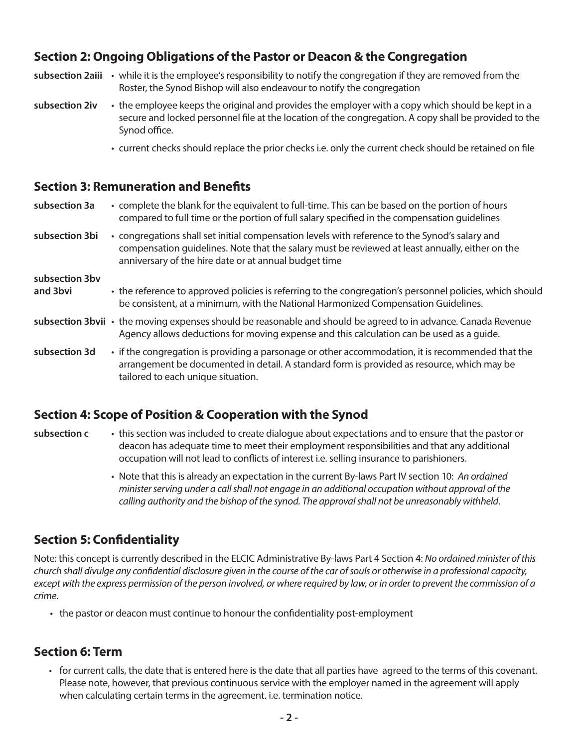## Section 2: Ongoing Obligations of the Pastor or Deacon & the Congregation

**subsection 2aiii**
- while it is the employee's responsibility to notify the congregation if they are removed from the Roster, the Synod Bishop will also endeavour to notify the congregation

**subsection 2iv**
- the employee keeps the original and provides the employer with a copy which should be kept in a secure and locked personnel file at the location of the congregation. A copy shall be provided to the Synod office.
- current checks should replace the prior checks i.e. only the current check should be retained on file

## Section 3: Remuneration and Benefits

**subsection 3a**
- complete the blank for the equivalent to full-time. This can be based on the portion of hours compared to full time or the portion of full salary specified in the compensation guidelines

**subsection 3bi**
- congregations shall set initial compensation levels with reference to the Synod's salary and compensation guidelines. Note that the salary must be reviewed at least annually, either on the anniversary of the hire date or at annual budget time

**subsection 3bv and 3bvi**
- the reference to approved policies is referring to the congregation's personnel policies, which should be consistent, at a minimum, with the National Harmonized Compensation Guidelines.

**subsection 3bvii**
- the moving expenses should be reasonable and should be agreed to in advance. Canada Revenue Agency allows deductions for moving expense and this calculation can be used as a guide.

**subsection 3d**
- if the congregation is providing a parsonage or other accommodation, it is recommended that the arrangement be documented in detail. A standard form is provided as resource, which may be tailored to each unique situation.

## Section 4: Scope of Position & Cooperation with the Synod

**subsection c**
- this section was included to create dialogue about expectations and to ensure that the pastor or deacon has adequate time to meet their employment responsibilities and that any additional occupation will not lead to conflicts of interest i.e. selling insurance to parishioners.
- Note that this is already an expectation in the current By-laws Part IV section 10: *An ordained minister serving under a call shall not engage in an additional occupation without approval of the calling authority and the bishop of the synod. The approval shall not be unreasonably withheld*.

## Section 5: Confidentiality

Note: this concept is currently described in the ELCIC Administrative By-laws Part 4 Section 4: *No ordained minister of this church shall divulge any confidential disclosure given in the course of the car of souls or otherwise in a professional capacity, except with the express permission of the person involved, or where required by law, or in order to prevent the commission of a crime.*

- the pastor or deacon must continue to honour the confidentiality post-employment

## Section 6: Term

- for current calls, the date that is entered here is the date that all parties have agreed to the terms of this covenant. Please note, however, that previous continuous service with the employer named in the agreement will apply when calculating certain terms in the agreement. i.e. termination notice.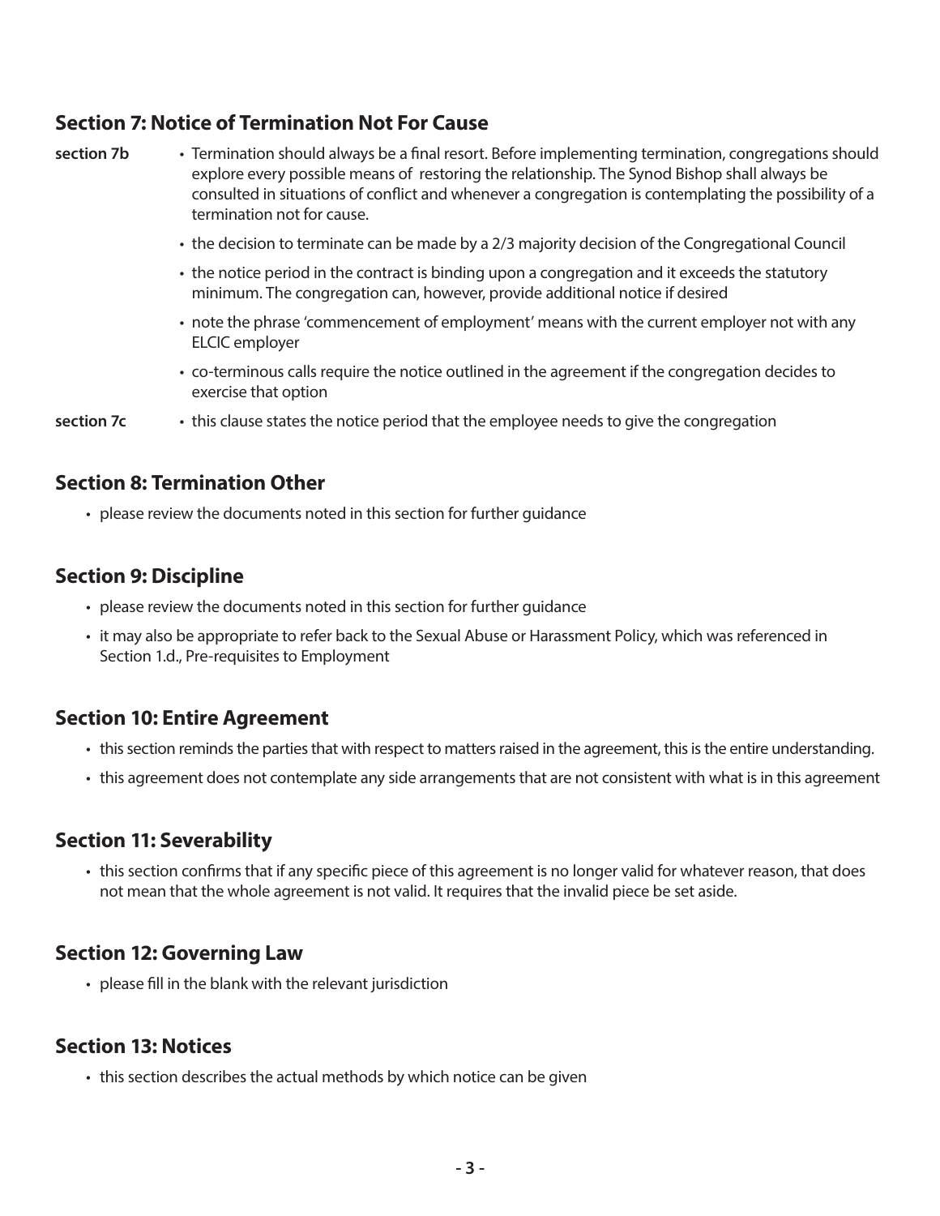## Section 7: Notice of Termination Not For Cause

**section 7b**

- Termination should always be a final resort. Before implementing termination, congregations should explore every possible means of restoring the relationship. The Synod Bishop shall always be consulted in situations of conflict and whenever a congregation is contemplating the possibility of a termination not for cause.
- the decision to terminate can be made by a 2/3 majority decision of the Congregational Council
- the notice period in the contract is binding upon a congregation and it exceeds the statutory minimum. The congregation can, however, provide additional notice if desired
- note the phrase 'commencement of employment' means with the current employer not with any ELCIC employer
- co-terminous calls require the notice outlined in the agreement if the congregation decides to exercise that option

**section 7c**

- this clause states the notice period that the employee needs to give the congregation

## Section 8: Termination Other

- please review the documents noted in this section for further guidance

## Section 9: Discipline

- please review the documents noted in this section for further guidance
- it may also be appropriate to refer back to the Sexual Abuse or Harassment Policy, which was referenced in Section 1.d., Pre-requisites to Employment

## Section 10: Entire Agreement

- this section reminds the parties that with respect to matters raised in the agreement, this is the entire understanding.
- this agreement does not contemplate any side arrangements that are not consistent with what is in this agreement

## Section 11: Severability

- this section confirms that if any specific piece of this agreement is no longer valid for whatever reason, that does not mean that the whole agreement is not valid. It requires that the invalid piece be set aside.

## Section 12: Governing Law

- please fill in the blank with the relevant jurisdiction

## Section 13: Notices

- this section describes the actual methods by which notice can be given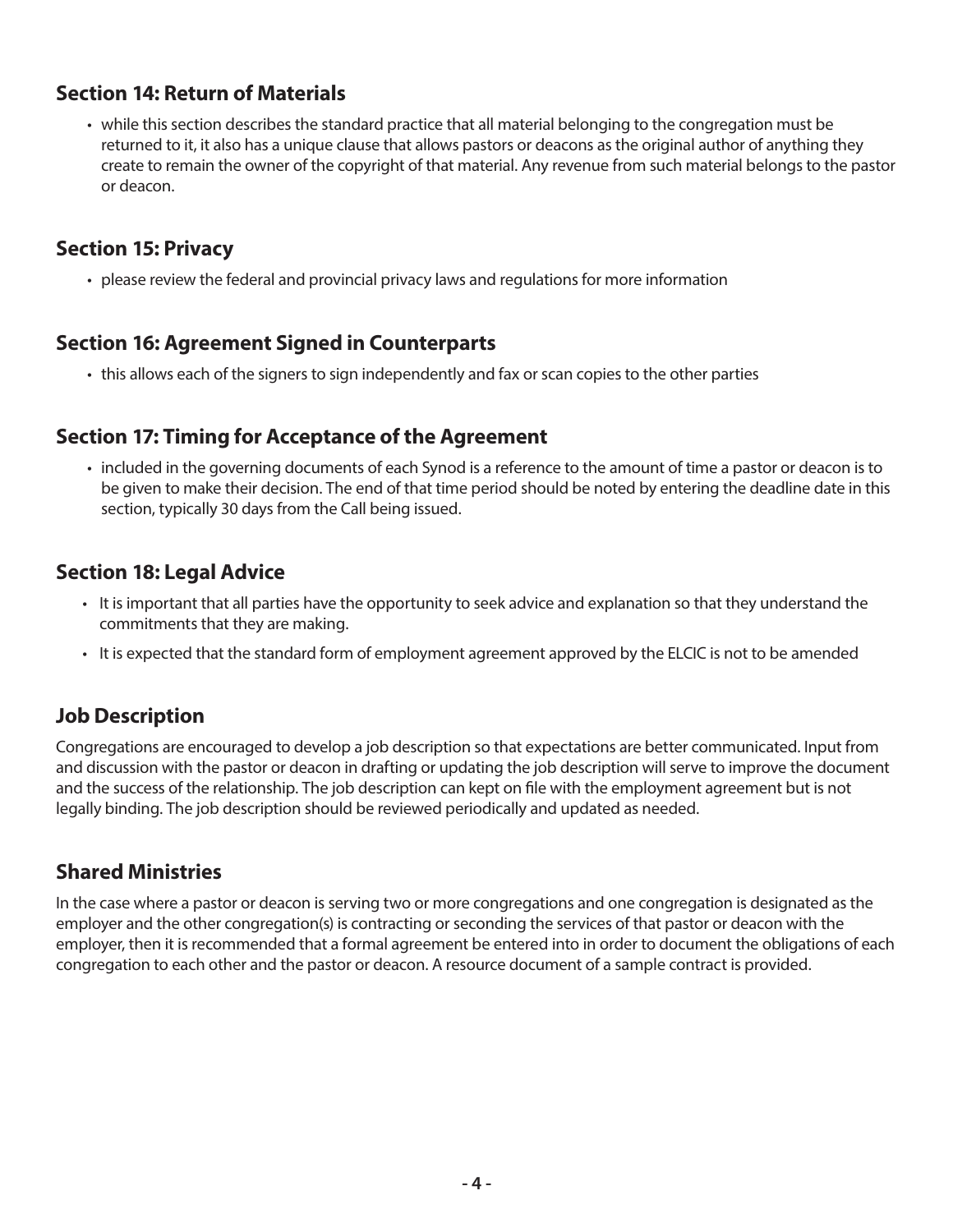## Section 14: Return of Materials

- while this section describes the standard practice that all material belonging to the congregation must be returned to it, it also has a unique clause that allows pastors or deacons as the original author of anything they create to remain the owner of the copyright of that material. Any revenue from such material belongs to the pastor or deacon.

## Section 15: Privacy

- please review the federal and provincial privacy laws and regulations for more information

## Section 16: Agreement Signed in Counterparts

- this allows each of the signers to sign independently and fax or scan copies to the other parties

## Section 17: Timing for Acceptance of the Agreement

- included in the governing documents of each Synod is a reference to the amount of time a pastor or deacon is to be given to make their decision. The end of that time period should be noted by entering the deadline date in this section, typically 30 days from the Call being issued.

## Section 18: Legal Advice

- It is important that all parties have the opportunity to seek advice and explanation so that they understand the commitments that they are making.
- It is expected that the standard form of employment agreement approved by the ELCIC is not to be amended

## Job Description

Congregations are encouraged to develop a job description so that expectations are better communicated. Input from and discussion with the pastor or deacon in drafting or updating the job description will serve to improve the document and the success of the relationship. The job description can kept on file with the employment agreement but is not legally binding. The job description should be reviewed periodically and updated as needed.

## Shared Ministries

In the case where a pastor or deacon is serving two or more congregations and one congregation is designated as the employer and the other congregation(s) is contracting or seconding the services of that pastor or deacon with the employer, then it is recommended that a formal agreement be entered into in order to document the obligations of each congregation to each other and the pastor or deacon. A resource document of a sample contract is provided.